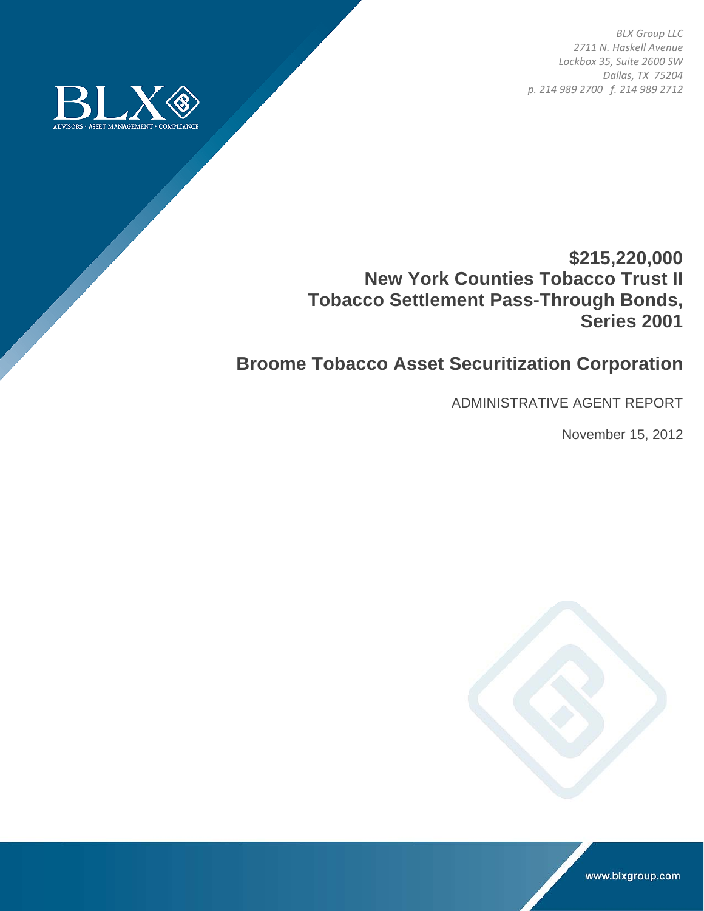*BLX Group LLC*
*2711 N. Haskell Avenue*
*Lockbox 35, Suite 2600 SW*
*Dallas, TX 75204*
*p. 214 989 2700 f. 214 989 2712*

BLX
ADVISORS • ASSET MANAGEMENT • COMPLIANCE

# $215,220,000
# New York Counties Tobacco Trust II
# Tobacco Settlement Pass-Through Bonds, Series 2001

## Broome Tobacco Asset Securitization Corporation

ADMINISTRATIVE AGENT REPORT

November 15, 2012

www.blxgroup.com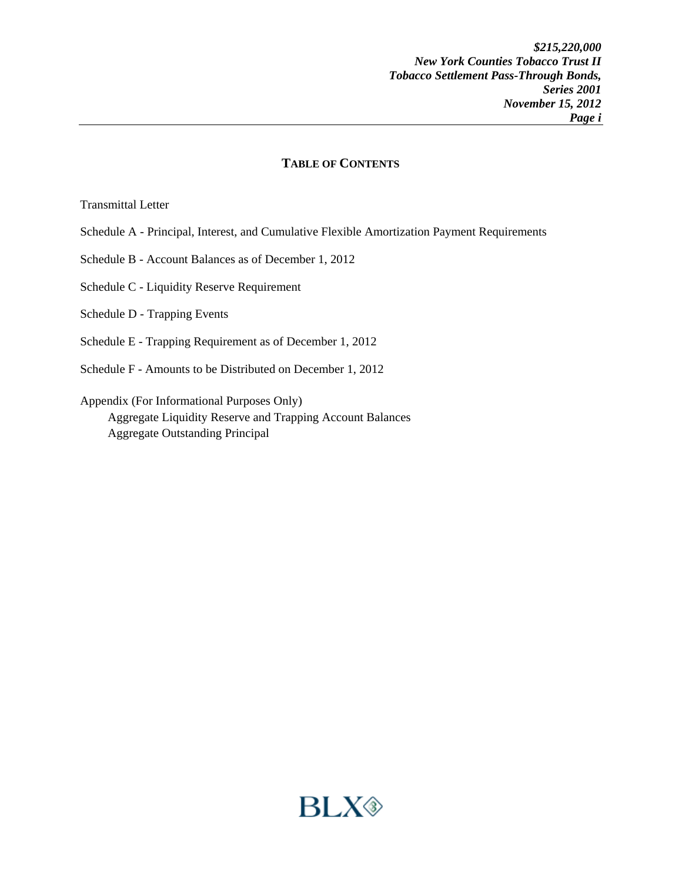## TABLE OF CONTENTS

Transmittal Letter

Schedule A - Principal, Interest, and Cumulative Flexible Amortization Payment Requirements

Schedule B - Account Balances as of December 1, 2012

Schedule C - Liquidity Reserve Requirement

Schedule D - Trapping Events

Schedule E - Trapping Requirement as of December 1, 2012

Schedule F - Amounts to be Distributed on December 1, 2012

Appendix (For Informational Purposes Only)
- Aggregate Liquidity Reserve and Trapping Account Balances
- Aggregate Outstanding Principal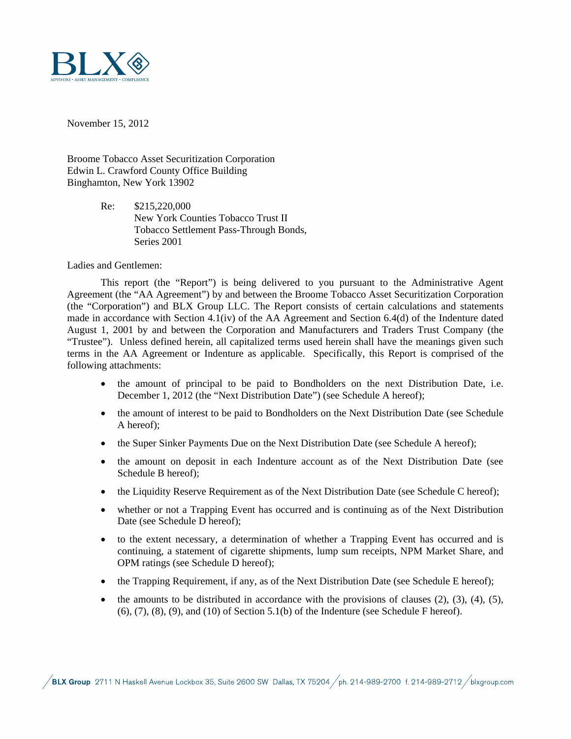November 15, 2012

Broome Tobacco Asset Securitization Corporation
Edwin L. Crawford County Office Building
Binghamton, New York 13902

Re: $215,220,000
New York Counties Tobacco Trust II
Tobacco Settlement Pass-Through Bonds,
Series 2001

Ladies and Gentlemen:

This report (the "Report") is being delivered to you pursuant to the Administrative Agent Agreement (the "AA Agreement") by and between the Broome Tobacco Asset Securitization Corporation (the "Corporation") and BLX Group LLC. The Report consists of certain calculations and statements made in accordance with Section 4.1(iv) of the AA Agreement and Section 6.4(d) of the Indenture dated August 1, 2001 by and between the Corporation and Manufacturers and Traders Trust Company (the "Trustee"). Unless defined herein, all capitalized terms used herein shall have the meanings given such terms in the AA Agreement or Indenture as applicable. Specifically, this Report is comprised of the following attachments:

- the amount of principal to be paid to Bondholders on the next Distribution Date, i.e. December 1, 2012 (the "Next Distribution Date") (see Schedule A hereof);
- the amount of interest to be paid to Bondholders on the Next Distribution Date (see Schedule A hereof);
- the Super Sinker Payments Due on the Next Distribution Date (see Schedule A hereof);
- the amount on deposit in each Indenture account as of the Next Distribution Date (see Schedule B hereof);
- the Liquidity Reserve Requirement as of the Next Distribution Date (see Schedule C hereof);
- whether or not a Trapping Event has occurred and is continuing as of the Next Distribution Date (see Schedule D hereof);
- to the extent necessary, a determination of whether a Trapping Event has occurred and is continuing, a statement of cigarette shipments, lump sum receipts, NPM Market Share, and OPM ratings (see Schedule D hereof);
- the Trapping Requirement, if any, as of the Next Distribution Date (see Schedule E hereof);
- the amounts to be distributed in accordance with the provisions of clauses (2), (3), (4), (5), (6), (7), (8), (9), and (10) of Section 5.1(b) of the Indenture (see Schedule F hereof).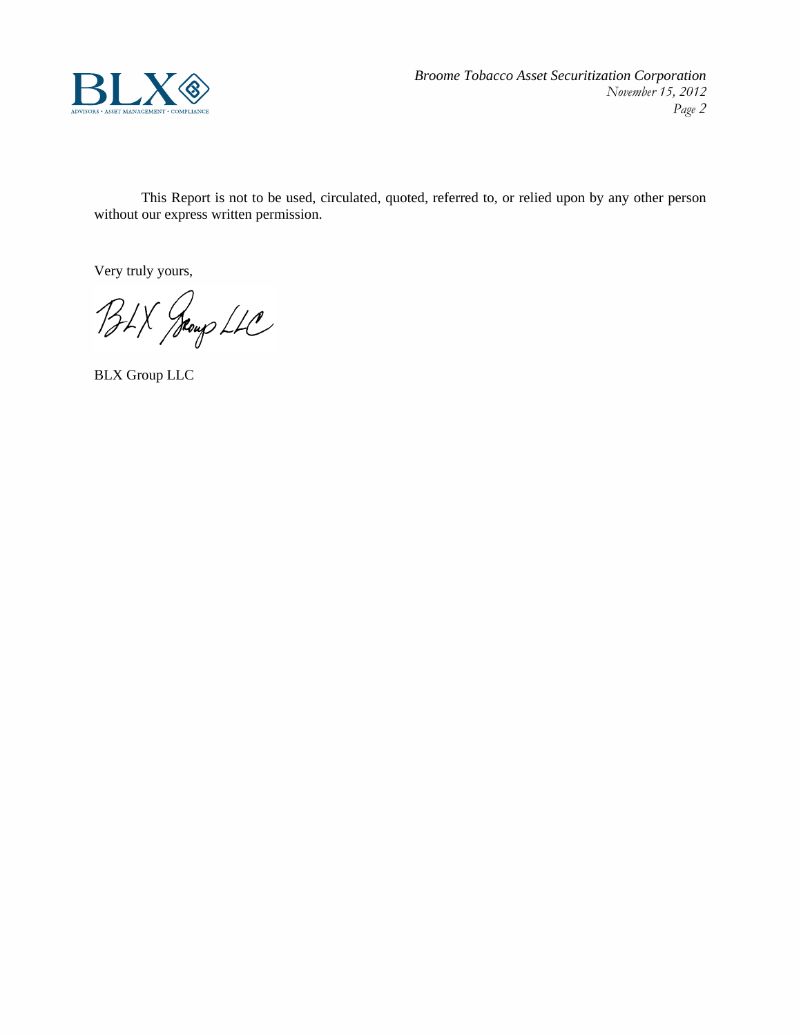This Report is not to be used, circulated, quoted, referred to, or relied upon by any other person without our express written permission.

Very truly yours,

BLX Group LLC

BLX Group LLC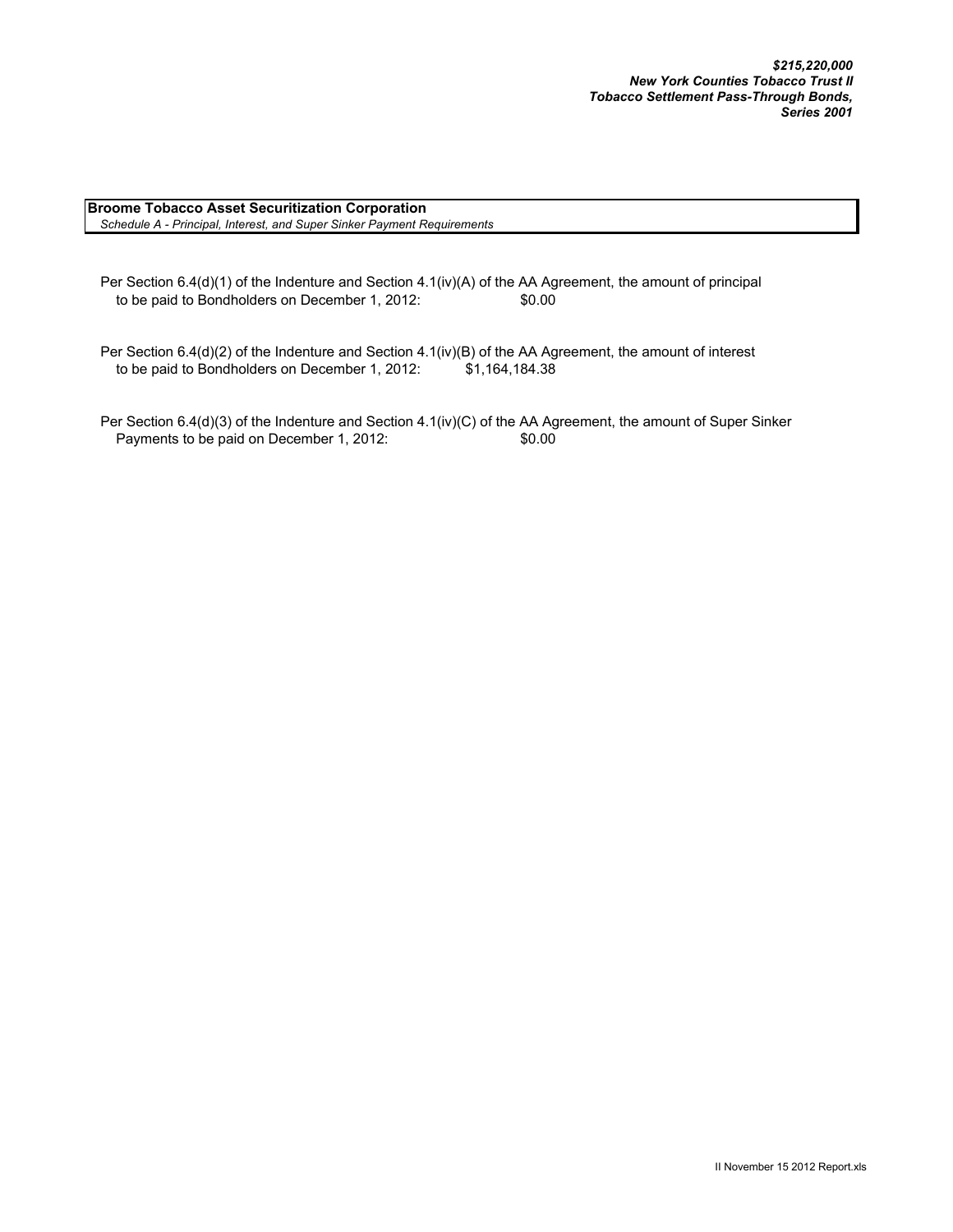***$215,220,000***
***New York Counties Tobacco Trust II***
***Tobacco Settlement Pass-Through Bonds,***
***Series 2001***

**Broome Tobacco Asset Securitization Corporation**
*Schedule A - Principal, Interest, and Super Sinker Payment Requirements*

Per Section 6.4(d)(1) of the Indenture and Section 4.1(iv)(A) of the AA Agreement, the amount of principal to be paid to Bondholders on December 1, 2012: $0.00

Per Section 6.4(d)(2) of the Indenture and Section 4.1(iv)(B) of the AA Agreement, the amount of interest to be paid to Bondholders on December 1, 2012: $1,164,184.38

Per Section 6.4(d)(3) of the Indenture and Section 4.1(iv)(C) of the AA Agreement, the amount of Super Sinker Payments to be paid on December 1, 2012: $0.00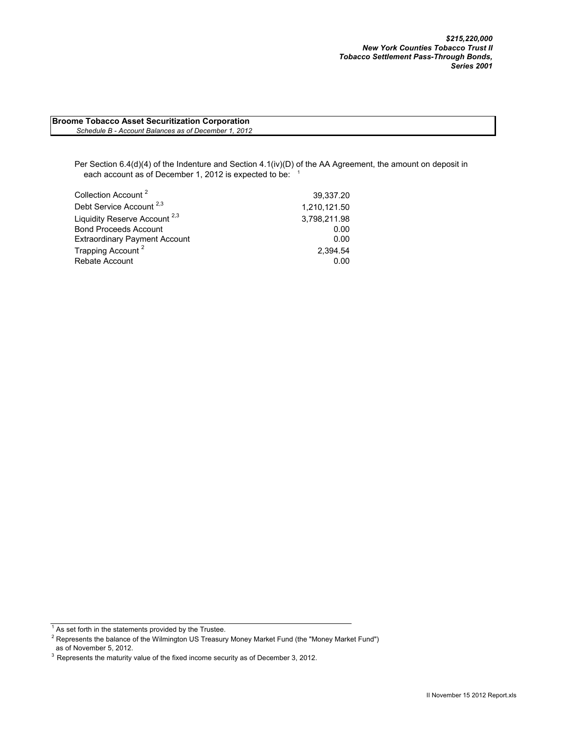***$215,220,000***
***New York Counties Tobacco Trust II***
***Tobacco Settlement Pass-Through Bonds,***
***Series 2001***

**Broome Tobacco Asset Securitization Corporation**
*Schedule B - Account Balances as of December 1, 2012*

Per Section 6.4(d)(4) of the Indenture and Section 4.1(iv)(D) of the AA Agreement, the amount on deposit in each account as of December 1, 2012 is expected to be: [1]

| Account | Amount |
|---|---|
| Collection Account [2] | 39,337.20 |
| Debt Service Account [2,3] | 1,210,121.50 |
| Liquidity Reserve Account [2,3] | 3,798,211.98 |
| Bond Proceeds Account | 0.00 |
| Extraordinary Payment Account | 0.00 |
| Trapping Account [2] | 2,394.54 |
| Rebate Account | 0.00 |

---

[1] As set forth in the statements provided by the Trustee.

[2] Represents the balance of the Wilmington US Treasury Money Market Fund (the "Money Market Fund") as of November 5, 2012.

[3] Represents the maturity value of the fixed income security as of December 3, 2012.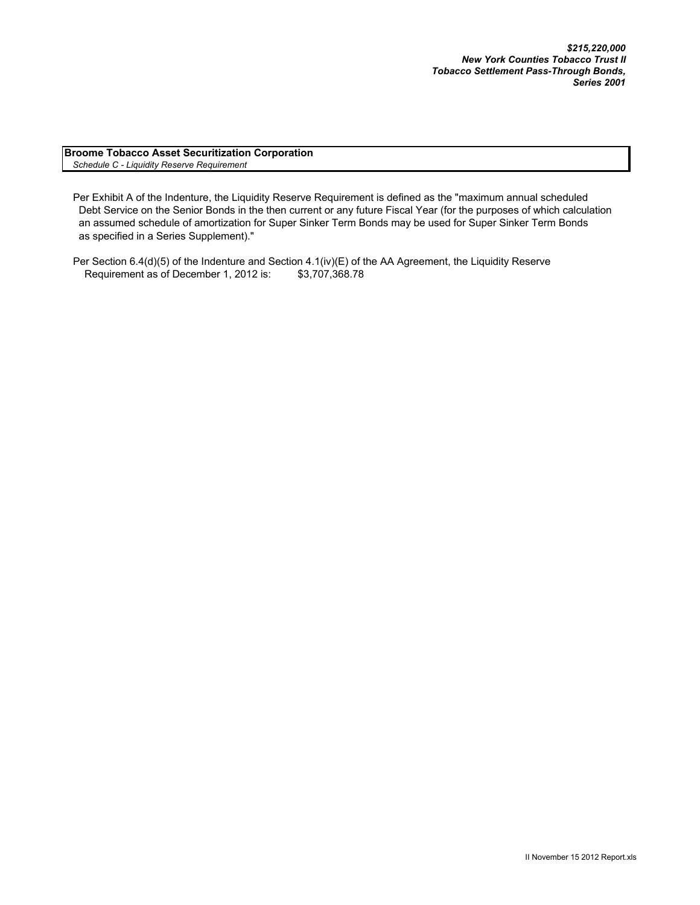***$215,220,000***
***New York Counties Tobacco Trust II***
***Tobacco Settlement Pass-Through Bonds,***
***Series 2001***

**Broome Tobacco Asset Securitization Corporation**
*Schedule C - Liquidity Reserve Requirement*

Per Exhibit A of the Indenture, the Liquidity Reserve Requirement is defined as the "maximum annual scheduled Debt Service on the Senior Bonds in the then current or any future Fiscal Year (for the purposes of which calculation an assumed schedule of amortization for Super Sinker Term Bonds may be used for Super Sinker Term Bonds as specified in a Series Supplement)."

Per Section 6.4(d)(5) of the Indenture and Section 4.1(iv)(E) of the AA Agreement, the Liquidity Reserve Requirement as of December 1, 2012 is: $3,707,368.78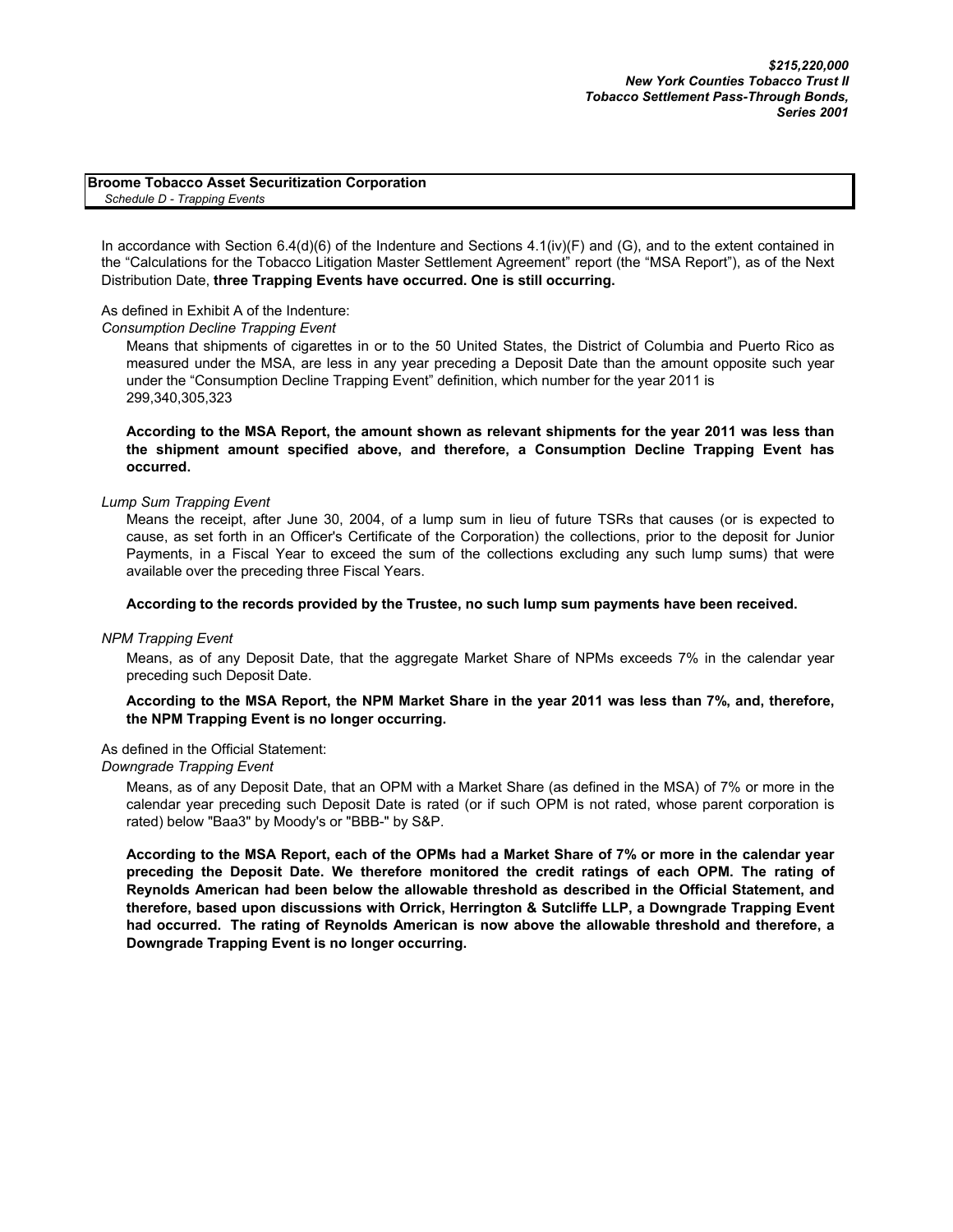***$215,220,000***
***New York Counties Tobacco Trust II***
***Tobacco Settlement Pass-Through Bonds,***
***Series 2001***

**Broome Tobacco Asset Securitization Corporation**
*Schedule D - Trapping Events*

In accordance with Section 6.4(d)(6) of the Indenture and Sections 4.1(iv)(F) and (G), and to the extent contained in the "Calculations for the Tobacco Litigation Master Settlement Agreement" report (the "MSA Report"), as of the Next Distribution Date, **three Trapping Events have occurred. One is still occurring.**

As defined in Exhibit A of the Indenture:

*Consumption Decline Trapping Event*

Means that shipments of cigarettes in or to the 50 United States, the District of Columbia and Puerto Rico as measured under the MSA, are less in any year preceding a Deposit Date than the amount opposite such year under the "Consumption Decline Trapping Event" definition, which number for the year 2011 is 299,340,305,323

**According to the MSA Report, the amount shown as relevant shipments for the year 2011 was less than the shipment amount specified above, and therefore, a Consumption Decline Trapping Event has occurred.**

*Lump Sum Trapping Event*

Means the receipt, after June 30, 2004, of a lump sum in lieu of future TSRs that causes (or is expected to cause, as set forth in an Officer's Certificate of the Corporation) the collections, prior to the deposit for Junior Payments, in a Fiscal Year to exceed the sum of the collections excluding any such lump sums) that were available over the preceding three Fiscal Years.

**According to the records provided by the Trustee, no such lump sum payments have been received.**

*NPM Trapping Event*

Means, as of any Deposit Date, that the aggregate Market Share of NPMs exceeds 7% in the calendar year preceding such Deposit Date.

**According to the MSA Report, the NPM Market Share in the year 2011 was less than 7%, and, therefore, the NPM Trapping Event is no longer occurring.**

As defined in the Official Statement:

*Downgrade Trapping Event*

Means, as of any Deposit Date, that an OPM with a Market Share (as defined in the MSA) of 7% or more in the calendar year preceding such Deposit Date is rated (or if such OPM is not rated, whose parent corporation is rated) below "Baa3" by Moody's or "BBB-" by S&P.

**According to the MSA Report, each of the OPMs had a Market Share of 7% or more in the calendar year preceding the Deposit Date. We therefore monitored the credit ratings of each OPM. The rating of Reynolds American had been below the allowable threshold as described in the Official Statement, and therefore, based upon discussions with Orrick, Herrington & Sutcliffe LLP, a Downgrade Trapping Event had occurred. The rating of Reynolds American is now above the allowable threshold and therefore, a Downgrade Trapping Event is no longer occurring.**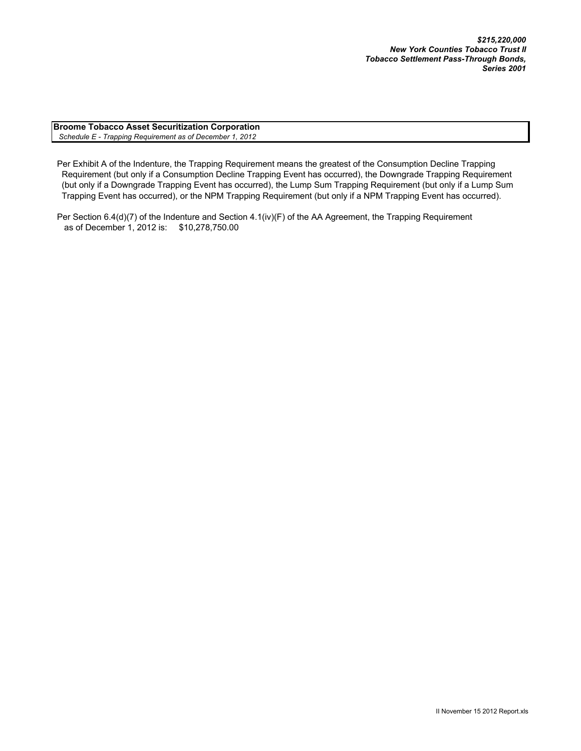***$215,220,000***
***New York Counties Tobacco Trust II***
***Tobacco Settlement Pass-Through Bonds,***
***Series 2001***

**Broome Tobacco Asset Securitization Corporation**
*Schedule E - Trapping Requirement as of December 1, 2012*

Per Exhibit A of the Indenture, the Trapping Requirement means the greatest of the Consumption Decline Trapping Requirement (but only if a Consumption Decline Trapping Event has occurred), the Downgrade Trapping Requirement (but only if a Downgrade Trapping Event has occurred), the Lump Sum Trapping Requirement (but only if a Lump Sum Trapping Event has occurred), or the NPM Trapping Requirement (but only if a NPM Trapping Event has occurred).

Per Section 6.4(d)(7) of the Indenture and Section 4.1(iv)(F) of the AA Agreement, the Trapping Requirement as of December 1, 2012 is: $10,278,750.00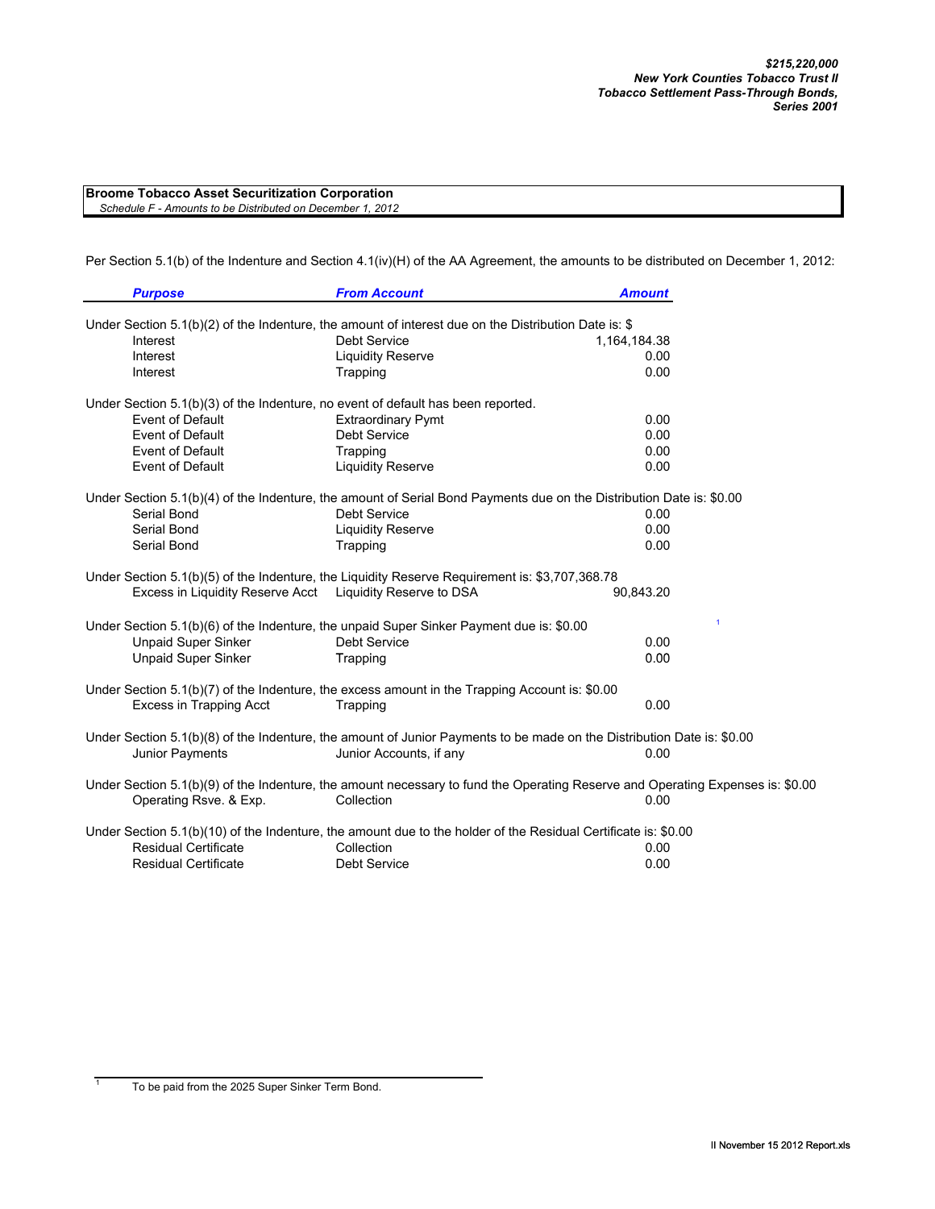***$215,220,000***
***New York Counties Tobacco Trust II***
***Tobacco Settlement Pass-Through Bonds,***
***Series 2001***

**Broome Tobacco Asset Securitization Corporation**
*Schedule F - Amounts to be Distributed on December 1, 2012*

Per Section 5.1(b) of the Indenture and Section 4.1(iv)(H) of the AA Agreement, the amounts to be distributed on December 1, 2012:

| ***Purpose*** | ***From Account*** | ***Amount*** |
|---|---|---|
| Under Section 5.1(b)(2) of the Indenture, the amount of interest due on the Distribution Date is: $ | | |
| Interest | Debt Service | 1,164,184.38 |
| Interest | Liquidity Reserve | 0.00 |
| Interest | Trapping | 0.00 |
| Under Section 5.1(b)(3) of the Indenture, no event of default has been reported. | | |
| Event of Default | Extraordinary Pymt | 0.00 |
| Event of Default | Debt Service | 0.00 |
| Event of Default | Trapping | 0.00 |
| Event of Default | Liquidity Reserve | 0.00 |
| Under Section 5.1(b)(4) of the Indenture, the amount of Serial Bond Payments due on the Distribution Date is: $0.00 | | |
| Serial Bond | Debt Service | 0.00 |
| Serial Bond | Liquidity Reserve | 0.00 |
| Serial Bond | Trapping | 0.00 |
| Under Section 5.1(b)(5) of the Indenture, the Liquidity Reserve Requirement is: $3,707,368.78 | | |
| Excess in Liquidity Reserve Acct | Liquidity Reserve to DSA | 90,843.20 |
| Under Section 5.1(b)(6) of the Indenture, the unpaid Super Sinker Payment due is: $0.00 [1] | | |
| Unpaid Super Sinker | Debt Service | 0.00 |
| Unpaid Super Sinker | Trapping | 0.00 |
| Under Section 5.1(b)(7) of the Indenture, the excess amount in the Trapping Account is: $0.00 | | |
| Excess in Trapping Acct | Trapping | 0.00 |
| Under Section 5.1(b)(8) of the Indenture, the amount of Junior Payments to be made on the Distribution Date is: $0.00 | | |
| Junior Payments | Junior Accounts, if any | 0.00 |
| Under Section 5.1(b)(9) of the Indenture, the amount necessary to fund the Operating Reserve and Operating Expenses is: $0.00 | | |
| Operating Rsve. & Exp. | Collection | 0.00 |
| Under Section 5.1(b)(10) of the Indenture, the amount due to the holder of the Residual Certificate is: $0.00 | | |
| Residual Certificate | Collection | 0.00 |
| Residual Certificate | Debt Service | 0.00 |

[1] To be paid from the 2025 Super Sinker Term Bond.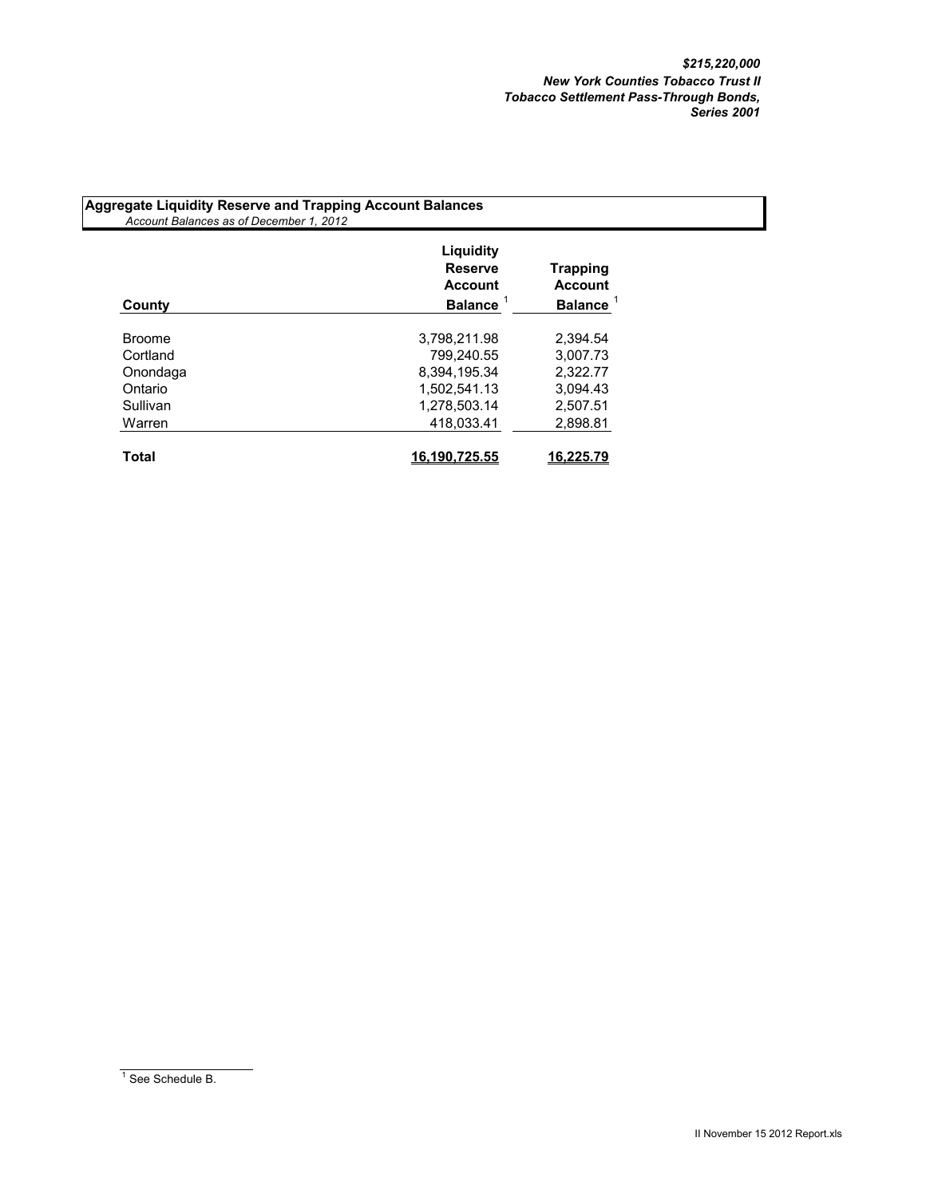***$215,220,000***
***New York Counties Tobacco Trust II***
***Tobacco Settlement Pass-Through Bonds,***
***Series 2001***

**Aggregate Liquidity Reserve and Trapping Account Balances**
*Account Balances as of December 1, 2012*

| County | Liquidity Reserve Account Balance [1] | Trapping Account Balance [1] |
|---|---|---|
| Broome | 3,798,211.98 | 2,394.54 |
| Cortland | 799,240.55 | 3,007.73 |
| Onondaga | 8,394,195.34 | 2,322.77 |
| Ontario | 1,502,541.13 | 3,094.43 |
| Sullivan | 1,278,503.14 | 2,507.51 |
| Warren | 418,033.41 | 2,898.81 |
| **Total** | **16,190,725.55** | **16,225.79** |

[1] See Schedule B.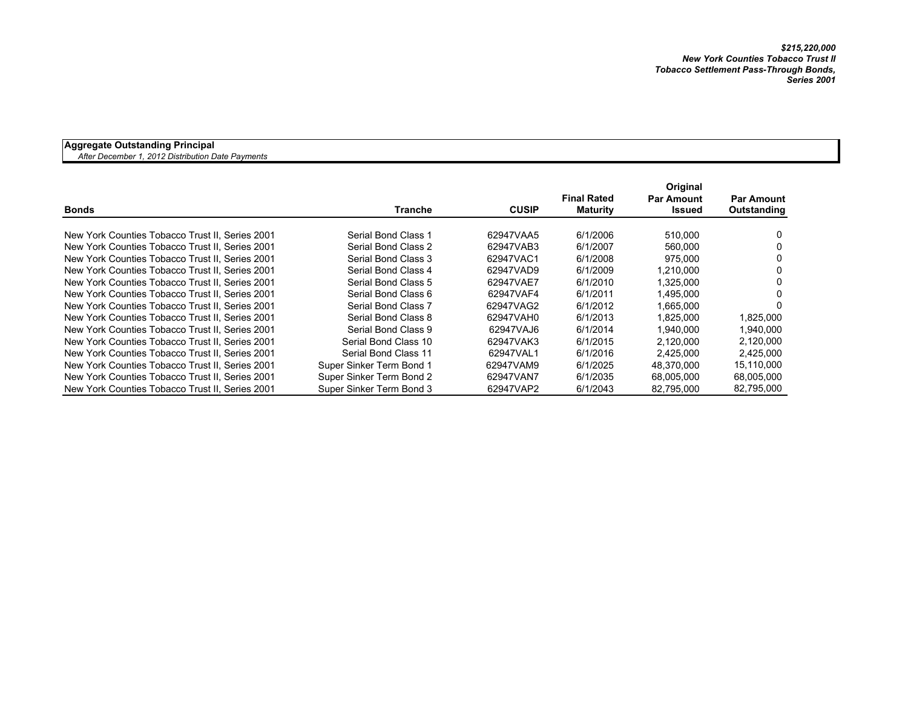***$215,220,000***
***New York Counties Tobacco Trust II***
***Tobacco Settlement Pass-Through Bonds,***
***Series 2001***

**Aggregate Outstanding Principal**
*After December 1, 2012 Distribution Date Payments*

| Bonds | Tranche | CUSIP | Final Rated Maturity | Original Par Amount Issued | Par Amount Outstanding |
|---|---|---|---|---|---|
| New York Counties Tobacco Trust II, Series 2001 | Serial Bond Class 1 | 62947VAA5 | 6/1/2006 | 510,000 | 0 |
| New York Counties Tobacco Trust II, Series 2001 | Serial Bond Class 2 | 62947VAB3 | 6/1/2007 | 560,000 | 0 |
| New York Counties Tobacco Trust II, Series 2001 | Serial Bond Class 3 | 62947VAC1 | 6/1/2008 | 975,000 | 0 |
| New York Counties Tobacco Trust II, Series 2001 | Serial Bond Class 4 | 62947VAD9 | 6/1/2009 | 1,210,000 | 0 |
| New York Counties Tobacco Trust II, Series 2001 | Serial Bond Class 5 | 62947VAE7 | 6/1/2010 | 1,325,000 | 0 |
| New York Counties Tobacco Trust II, Series 2001 | Serial Bond Class 6 | 62947VAF4 | 6/1/2011 | 1,495,000 | 0 |
| New York Counties Tobacco Trust II, Series 2001 | Serial Bond Class 7 | 62947VAG2 | 6/1/2012 | 1,665,000 | 0 |
| New York Counties Tobacco Trust II, Series 2001 | Serial Bond Class 8 | 62947VAH0 | 6/1/2013 | 1,825,000 | 1,825,000 |
| New York Counties Tobacco Trust II, Series 2001 | Serial Bond Class 9 | 62947VAJ6 | 6/1/2014 | 1,940,000 | 1,940,000 |
| New York Counties Tobacco Trust II, Series 2001 | Serial Bond Class 10 | 62947VAK3 | 6/1/2015 | 2,120,000 | 2,120,000 |
| New York Counties Tobacco Trust II, Series 2001 | Serial Bond Class 11 | 62947VAL1 | 6/1/2016 | 2,425,000 | 2,425,000 |
| New York Counties Tobacco Trust II, Series 2001 | Super Sinker Term Bond 1 | 62947VAM9 | 6/1/2025 | 48,370,000 | 15,110,000 |
| New York Counties Tobacco Trust II, Series 2001 | Super Sinker Term Bond 2 | 62947VAN7 | 6/1/2035 | 68,005,000 | 68,005,000 |
| New York Counties Tobacco Trust II, Series 2001 | Super Sinker Term Bond 3 | 62947VAP2 | 6/1/2043 | 82,795,000 | 82,795,000 |